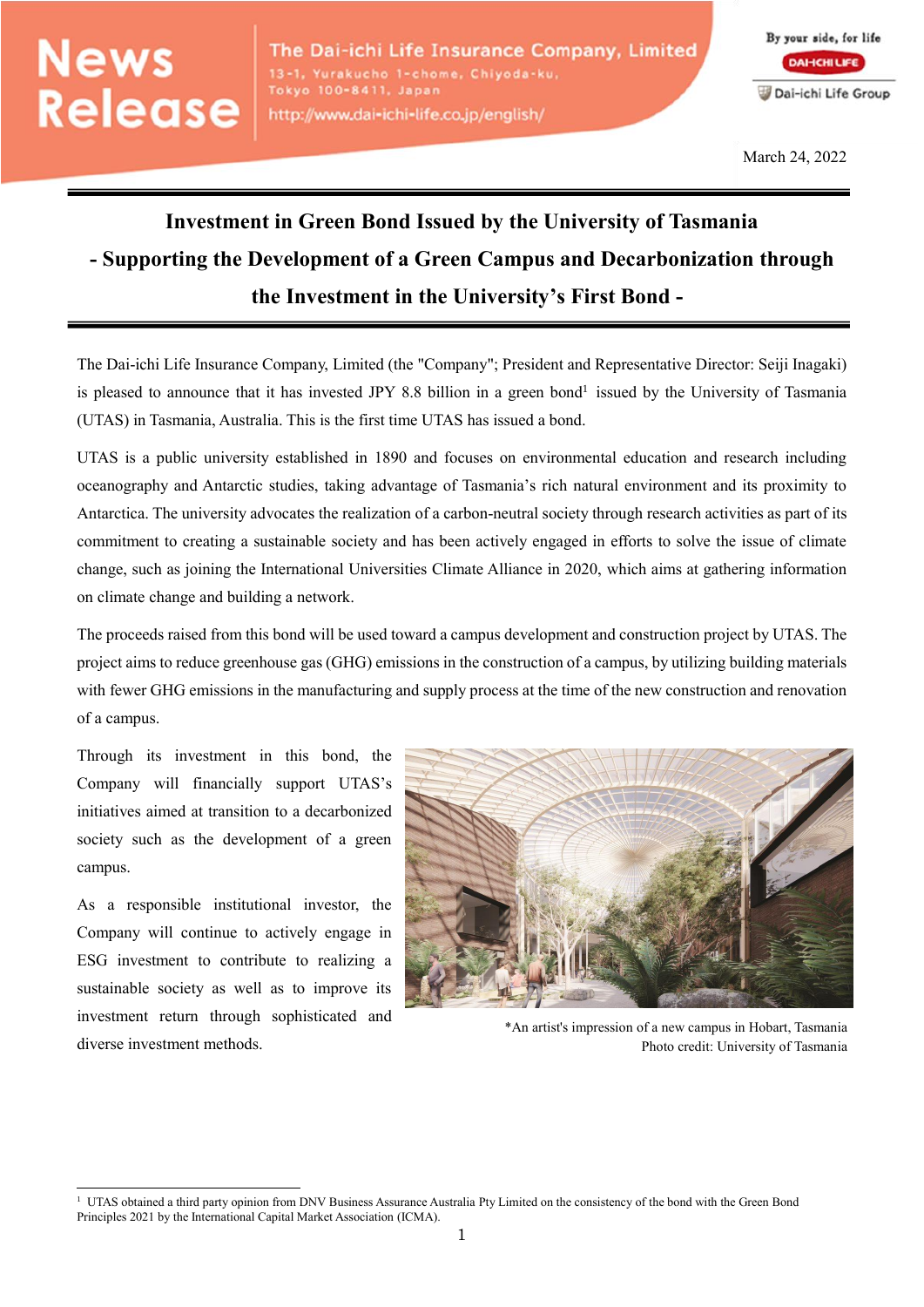News Release

The Dai-ichi Life Insurance Company, Limited
13-1, Yurakucho 1-chome, Chiyoda-ku, Tokyo 100-8411, Japan
http://www.dai-ichi-life.co.jp/english/

March 24, 2022

# Investment in Green Bond Issued by the University of Tasmania

## - Supporting the Development of a Green Campus and Decarbonization through the Investment in the University's First Bond -

The Dai-ichi Life Insurance Company, Limited (the "Company"; President and Representative Director: Seiji Inagaki) is pleased to announce that it has invested JPY 8.8 billion in a green bond[1] issued by the University of Tasmania (UTAS) in Tasmania, Australia. This is the first time UTAS has issued a bond.

UTAS is a public university established in 1890 and focuses on environmental education and research including oceanography and Antarctic studies, taking advantage of Tasmania's rich natural environment and its proximity to Antarctica. The university advocates the realization of a carbon-neutral society through research activities as part of its commitment to creating a sustainable society and has been actively engaged in efforts to solve the issue of climate change, such as joining the International Universities Climate Alliance in 2020, which aims at gathering information on climate change and building a network.

The proceeds raised from this bond will be used toward a campus development and construction project by UTAS. The project aims to reduce greenhouse gas (GHG) emissions in the construction of a campus, by utilizing building materials with fewer GHG emissions in the manufacturing and supply process at the time of the new construction and renovation of a campus.

Through its investment in this bond, the Company will financially support UTAS's initiatives aimed at transition to a decarbonized society such as the development of a green campus.

As a responsible institutional investor, the Company will continue to actively engage in ESG investment to contribute to realizing a sustainable society as well as to improve its investment return through sophisticated and diverse investment methods.

*An artist's impression of a new campus in Hobart, Tasmania
Photo credit: University of Tasmania

[1] UTAS obtained a third party opinion from DNV Business Assurance Australia Pty Limited on the consistency of the bond with the Green Bond Principles 2021 by the International Capital Market Association (ICMA).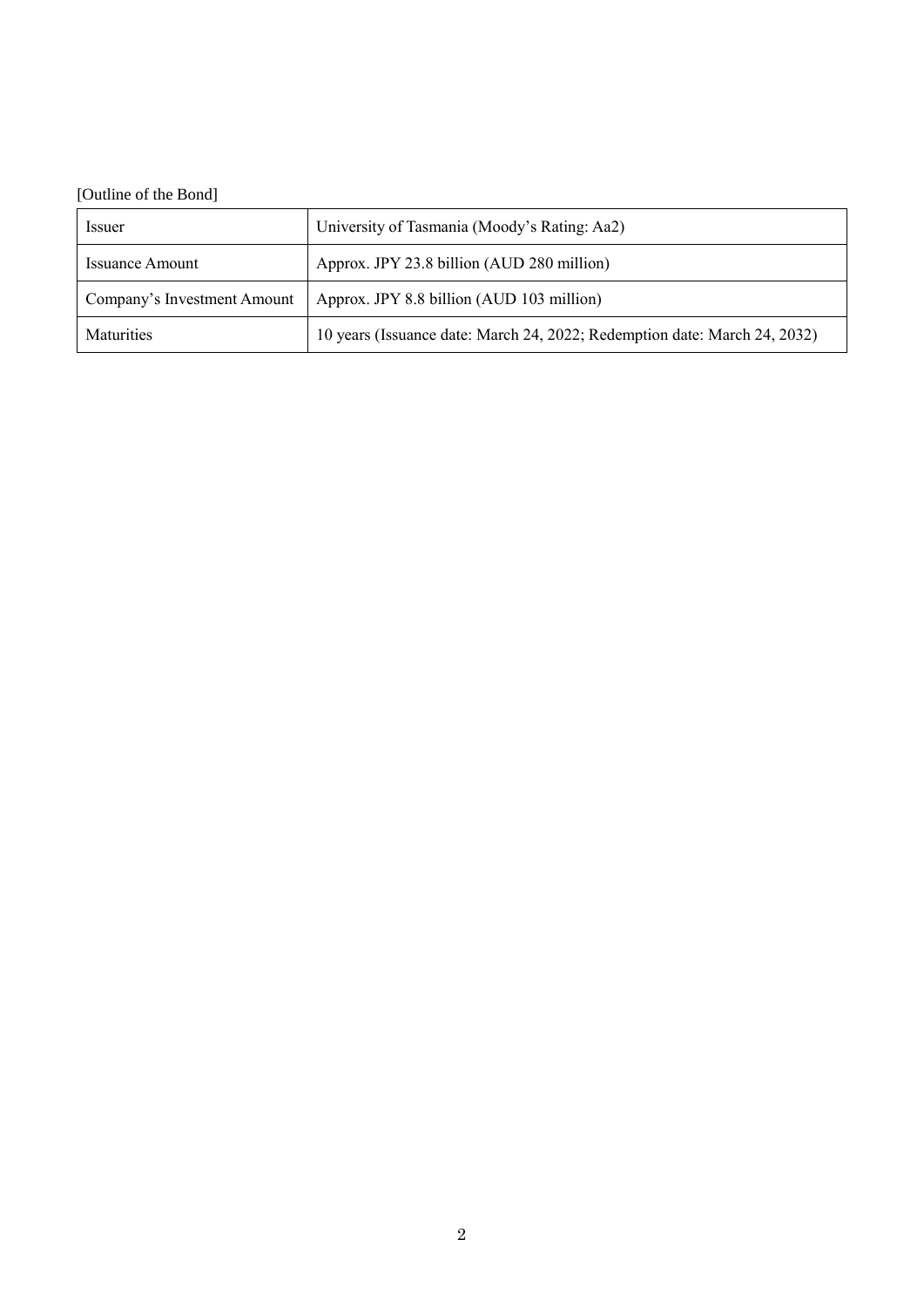[Outline of the Bond]

| | |
|---|---|
| Issuer | University of Tasmania (Moody's Rating: Aa2) |
| Issuance Amount | Approx. JPY 23.8 billion (AUD 280 million) |
| Company's Investment Amount | Approx. JPY 8.8 billion (AUD 103 million) |
| Maturities | 10 years (Issuance date: March 24, 2022; Redemption date: March 24, 2032) |